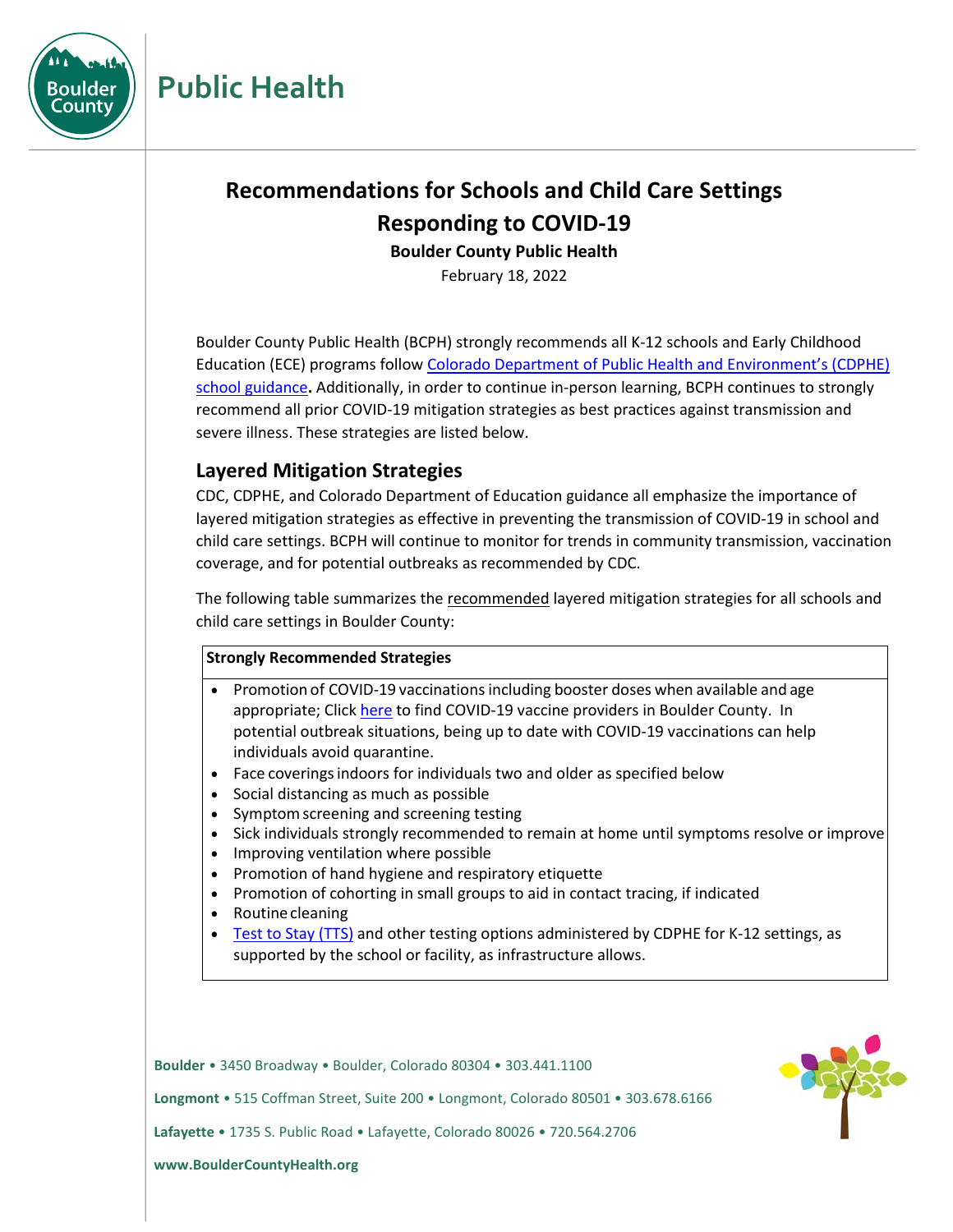# Public Health

## Recommendations for Schools and Child Care Settings Responding to COVID-19

**Boulder County Public Health**

February 18, 2022

Boulder County Public Health (BCPH) strongly recommends all K-12 schools and Early Childhood Education (ECE) programs follow Colorado Department of Public Health and Environment's (CDPHE) school guidance**.** Additionally, in order to continue in-person learning, BCPH continues to strongly recommend all prior COVID-19 mitigation strategies as best practices against transmission and severe illness. These strategies are listed below.

## Layered Mitigation Strategies

CDC, CDPHE, and Colorado Department of Education guidance all emphasize the importance of layered mitigation strategies as effective in preventing the transmission of COVID-19 in school and child care settings. BCPH will continue to monitor for trends in community transmission, vaccination coverage, and for potential outbreaks as recommended by CDC.

The following table summarizes the recommended layered mitigation strategies for all schools and child care settings in Boulder County:

| **Strongly Recommended Strategies** |
| --- |
| • Promotion of COVID-19 vaccinations including booster doses when available and age appropriate; Click here to find COVID-19 vaccine providers in Boulder County. In potential outbreak situations, being up to date with COVID-19 vaccinations can help individuals avoid quarantine.<br>• Face coverings indoors for individuals two and older as specified below<br>• Social distancing as much as possible<br>• Symptom screening and screening testing<br>• Sick individuals strongly recommended to remain at home until symptoms resolve or improve<br>• Improving ventilation where possible<br>• Promotion of hand hygiene and respiratory etiquette<br>• Promotion of cohorting in small groups to aid in contact tracing, if indicated<br>• Routine cleaning<br>• Test to Stay (TTS) and other testing options administered by CDPHE for K-12 settings, as supported by the school or facility, as infrastructure allows. |

**Boulder** • 3450 Broadway • Boulder, Colorado 80304 • 303.441.1100

**Longmont** • 515 Coffman Street, Suite 200 • Longmont, Colorado 80501 • 303.678.6166

**Lafayette** • 1735 S. Public Road • Lafayette, Colorado 80026 • 720.564.2706

**www.BoulderCountyHealth.org**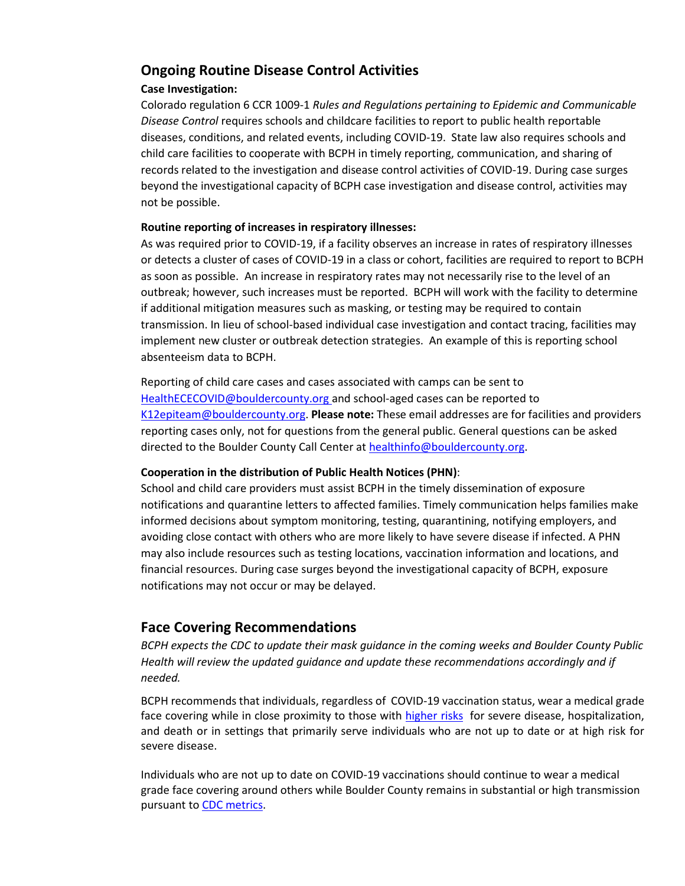## Ongoing Routine Disease Control Activities

**Case Investigation:**

Colorado regulation 6 CCR 1009-1 *Rules and Regulations pertaining to Epidemic and Communicable Disease Control* requires schools and childcare facilities to report to public health reportable diseases, conditions, and related events, including COVID-19. State law also requires schools and child care facilities to cooperate with BCPH in timely reporting, communication, and sharing of records related to the investigation and disease control activities of COVID-19. During case surges beyond the investigational capacity of BCPH case investigation and disease control, activities may not be possible.

**Routine reporting of increases in respiratory illnesses:**

As was required prior to COVID-19, if a facility observes an increase in rates of respiratory illnesses or detects a cluster of cases of COVID-19 in a class or cohort, facilities are required to report to BCPH as soon as possible. An increase in respiratory rates may not necessarily rise to the level of an outbreak; however, such increases must be reported. BCPH will work with the facility to determine if additional mitigation measures such as masking, or testing may be required to contain transmission. In lieu of school-based individual case investigation and contact tracing, facilities may implement new cluster or outbreak detection strategies. An example of this is reporting school absenteeism data to BCPH.

Reporting of child care cases and cases associated with camps can be sent to HealthECECOVID@bouldercounty.org and school-aged cases can be reported to K12epiteam@bouldercounty.org. **Please note:** These email addresses are for facilities and providers reporting cases only, not for questions from the general public. General questions can be asked directed to the Boulder County Call Center at healthinfo@bouldercounty.org.

**Cooperation in the distribution of Public Health Notices (PHN)**:

School and child care providers must assist BCPH in the timely dissemination of exposure notifications and quarantine letters to affected families. Timely communication helps families make informed decisions about symptom monitoring, testing, quarantining, notifying employers, and avoiding close contact with others who are more likely to have severe disease if infected. A PHN may also include resources such as testing locations, vaccination information and locations, and financial resources. During case surges beyond the investigational capacity of BCPH, exposure notifications may not occur or may be delayed.

## Face Covering Recommendations

*BCPH expects the CDC to update their mask guidance in the coming weeks and Boulder County Public Health will review the updated guidance and update these recommendations accordingly and if needed.*

BCPH recommends that individuals, regardless of COVID-19 vaccination status, wear a medical grade face covering while in close proximity to those with higher risks for severe disease, hospitalization, and death or in settings that primarily serve individuals who are not up to date or at high risk for severe disease.

Individuals who are not up to date on COVID-19 vaccinations should continue to wear a medical grade face covering around others while Boulder County remains in substantial or high transmission pursuant to CDC metrics.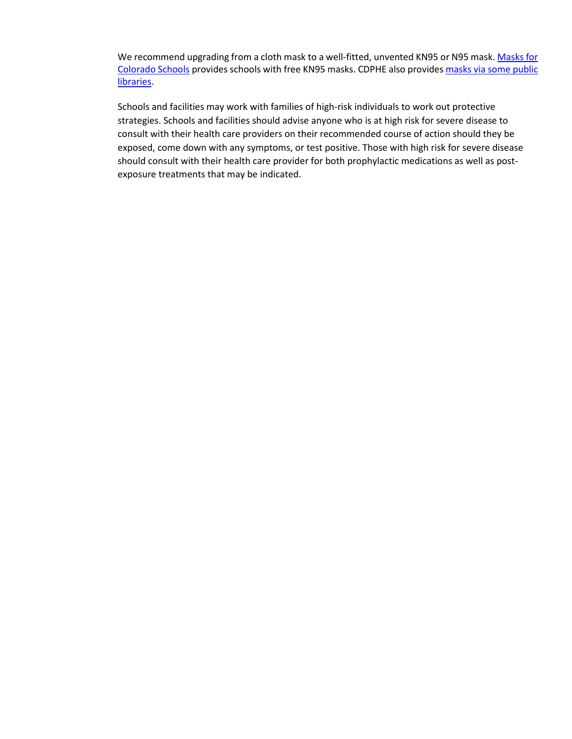We recommend upgrading from a cloth mask to a well-fitted, unvented KN95 or N95 mask. [Masks for Colorado Schools] provides schools with free KN95 masks. CDPHE also provides [masks via some public libraries].

Schools and facilities may work with families of high-risk individuals to work out protective strategies. Schools and facilities should advise anyone who is at high risk for severe disease to consult with their health care providers on their recommended course of action should they be exposed, come down with any symptoms, or test positive. Those with high risk for severe disease should consult with their health care provider for both prophylactic medications as well as post-exposure treatments that may be indicated.